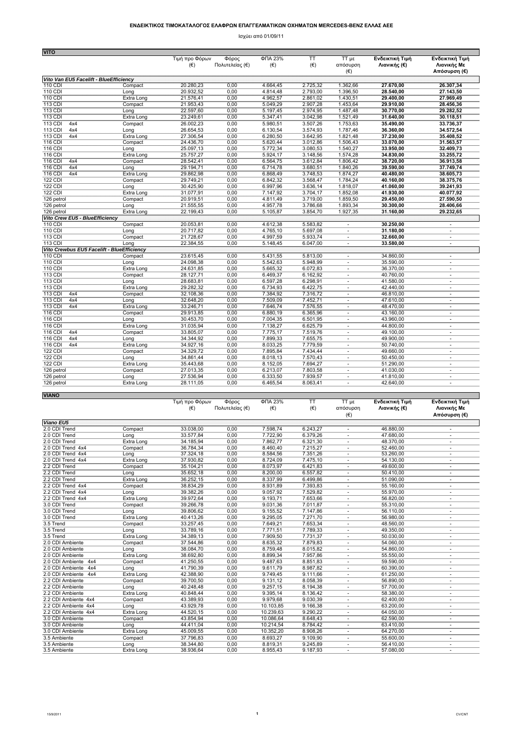**ΕΝΔΕΙΚΤΙΚΟΣ ΤΙΜΟΚΑΤΑΛΟΓΟΣ ΕΛΑΦΡΩΝ ΕΠΑΓΓΕΛΜΑΤΙΚΩΝ ΟΧΗΜΑΤΩΝ MERCEDES-BENZ ΕΛΛΑΣ ΑΕΕ**

Ισχύει από 01/09/11

## VITO

| | | Τιμή προ Φόρων (€) | Φόρος Πολυτελείας (€) | ΦΠΑ 23% (€) | ΤΤ (€) | ΤΤ με απόσυρση (€) | Ενδεικτική Τιμή Λιανικής (€) | Ενδεικτική Τιμή Λιανικής Με Απόσυρση (€) |
|---|---|---|---|---|---|---|---|---|
| ***Vito Van EU5 Facelift - BlueEfficiency*** | | | | | | | | |
| 110 CDI | Compact | 20.280,23 | 0,00 | 4.664,45 | 2.725,32 | 1.362,66 | **27.670,00** | **26.307,34** |
| 110 CDI | Long | 20.932,52 | 0,00 | 4.814,48 | 2.793,00 | 1.396,50 | **28.540,00** | **27.143,50** |
| 110 CDI | Extra Long | 21.576,41 | 0,00 | 4.962,57 | 2.861,02 | 1.430,51 | **29.400,00** | **27.969,49** |
| 113 CDI | Compact | 21.953,43 | 0,00 | 5.049,29 | 2.907,28 | 1.453,64 | **29.910,00** | **28.456,36** |
| 113 CDI | Long | 22.597,60 | 0,00 | 5.197,45 | 2.974,95 | 1.487,48 | **30.770,00** | **29.282,52** |
| 113 CDI | Extra Long | 23.249,61 | 0,00 | 5.347,41 | 3.042,98 | 1.521,49 | **31.640,00** | **30.118,51** |
| 113 CDI 4x4 | Compact | 26.002,23 | 0,00 | 5.980,51 | 3.507,26 | 1.753,63 | **35.490,00** | **33.736,37** |
| 113 CDI 4x4 | Long | 26.654,53 | 0,00 | 6.130,54 | 3.574,93 | 1.787,46 | **36.360,00** | **34.572,54** |
| 113 CDI 4x4 | Extra Long | 27.306,54 | 0,00 | 6.280,50 | 3.642,95 | 1.821,48 | **37.230,00** | **35.408,52** |
| 116 CDI | Compact | 24.436,70 | 0,00 | 5.620,44 | 3.012,86 | 1.506,43 | **33.070,00** | **31.563,57** |
| 116 CDI | Long | 25.097,13 | 0,00 | 5.772,34 | 3.080,53 | 1.540,27 | **33.950,00** | **32.409,73** |
| 116 CDI | Extra Long | 25.757,27 | 0,00 | 5.924,17 | 3.148,56 | 1.574,28 | **34.830,00** | **33.255,72** |
| 116 CDI 4x4 | Compact | 28.542,41 | 0,00 | 6.564,75 | 3.612,84 | 1.806,42 | **38.720,00** | **36.913,58** |
| 116 CDI 4x4 | Long | 29.194,71 | 0,00 | 6.714,78 | 3.680,51 | 1.840,26 | **39.590,00** | **37.749,74** |
| 116 CDI 4x4 | Extra Long | 29.862,98 | 0,00 | 6.868,49 | 3.748,53 | 1.874,27 | **40.480,00** | **38.605,73** |
| 122 CDI | Compact | 29.749,21 | 0,00 | 6.842,32 | 3.568,47 | 1.784,24 | **40.160,00** | **38.375,76** |
| 122 CDI | Long | 30.425,90 | 0,00 | 6.997,96 | 3.636,14 | 1.818,07 | **41.060,00** | **39.241,93** |
| 122 CDI | Extra Long | 31.077,91 | 0,00 | 7.147,92 | 3.704,17 | 1.852,08 | **41.930,00** | **40.077,92** |
| 126 petrol | Compact | 20.919,51 | 0,00 | 4.811,49 | 3.719,00 | 1.859,50 | **29.450,00** | **27.590,50** |
| 126 petrol | Long | 21.555,55 | 0,00 | 4.957,78 | 3.786,68 | 1.893,34 | **30.300,00** | **28.406,66** |
| 126 petrol | Extra Long | 22.199,43 | 0,00 | 5.105,87 | 3.854,70 | 1.927,35 | **31.160,00** | **29.232,65** |
| ***Vito Crew EU5 - BlueEfficiency*** | | | | | | | | |
| 110 CDI | Compact | 20.053,81 | 0,00 | 4.612,38 | 5.583,82 | - | **30.250,00** | - |
| 110 CDI | Long | 20.717,82 | 0,00 | 4.765,10 | 5.697,08 | - | **31.180,00** | - |
| 113 CDI | Compact | 21.728,67 | 0,00 | 4.997,59 | 5.933,74 | - | **32.660,00** | - |
| 113 CDI | Long | 22.384,55 | 0,00 | 5.148,45 | 6.047,00 | - | **33.580,00** | - |
| ***Vito Crewbus EU5 Facelift - BlueEfficiency*** | | | | | | | | |
| 110 CDI | Compact | 23.615,45 | 0,00 | 5.431,55 | 5.813,00 | - | 34.860,00 | - |
| 110 CDI | Long | 24.098,38 | 0,00 | 5.542,63 | 5.948,99 | - | 35.590,00 | - |
| 110 CDI | Extra Long | 24.631,85 | 0,00 | 5.665,32 | 6.072,83 | - | 36.370,00 | - |
| 113 CDI | Compact | 28.127,71 | 0,00 | 6.469,37 | 6.162,92 | - | 40.760,00 | - |
| 113 CDI | Long | 28.683,81 | 0,00 | 6.597,28 | 6.298,91 | - | 41.580,00 | - |
| 113 CDI | Extra Long | 29.282,32 | 0,00 | 6.734,93 | 6.422,75 | - | 42.440,00 | - |
| 113 CDI 4x4 | Compact | 32.108,36 | 0,00 | 7.384,92 | 7.316,72 | - | 46.810,00 | - |
| 113 CDI 4x4 | Long | 32.648,20 | 0,00 | 7.509,09 | 7.452,71 | - | 47.610,00 | - |
| 113 CDI 4x4 | Extra Long | 33.246,71 | 0,00 | 7.646,74 | 7.576,55 | - | 48.470,00 | - |
| 116 CDI | Compact | 29.913,85 | 0,00 | 6.880,19 | 6.365,96 | - | 43.160,00 | - |
| 116 CDI | Long | 30.453,70 | 0,00 | 7.004,35 | 6.501,95 | - | 43.960,00 | - |
| 116 CDI | Extra Long | 31.035,94 | 0,00 | 7.138,27 | 6.625,79 | - | 44.800,00 | - |
| 116 CDI 4x4 | Compact | 33.805,07 | 0,00 | 7.775,17 | 7.519,76 | - | 49.100,00 | - |
| 116 CDI 4x4 | Long | 34.344,92 | 0,00 | 7.899,33 | 7.655,75 | - | 49.900,00 | - |
| 116 CDI 4x4 | Extra Long | 34.927,16 | 0,00 | 8.033,25 | 7.779,59 | - | 50.740,00 | - |
| 122 CDI | Compact | 34.329,72 | 0,00 | 7.895,84 | 7.434,44 | - | 49.660,00 | - |
| 122 CDI | Long | 34.861,44 | 0,00 | 8.018,13 | 7.570,43 | - | 50.450,00 | - |
| 122 CDI | Extra Long | 35.443,68 | 0,00 | 8.152,05 | 7.694,27 | - | 51.290,00 | - |
| 126 petrol | Compact | 27.013,35 | 0,00 | 6.213,07 | 7.803,58 | - | 41.030,00 | - |
| 126 petrol | Long | 27.536,94 | 0,00 | 6.333,50 | 7.939,57 | - | 41.810,00 | - |
| 126 petrol | Extra Long | 28.111,05 | 0,00 | 6.465,54 | 8.063,41 | - | 42.640,00 | - |

## VIANO

| | | Τιμή προ Φόρων (€) | Φόρος Πολυτελείας (€) | ΦΠΑ 23% (€) | ΤΤ (€) | ΤΤ με απόσυρση (€) | Ενδεικτική Τιμή Λιανικής (€) | Ενδεικτική Τιμή Λιανικής Με Απόσυρση (€) |
|---|---|---|---|---|---|---|---|---|
| ***Viano EU5*** | | | | | | | | |
| 2.0 CDI Trend | Compact | 33.038,00 | 0,00 | 7.598,74 | 6.243,27 | - | 46.880,00 | - |
| 2.0 CDI Trend | Long | 33.577,84 | 0,00 | 7.722,90 | 6.379,26 | - | 47.680,00 | - |
| 2.0 CDI Trend | Extra Long | 34.185,94 | 0,00 | 7.862,77 | 6.321,30 | - | 48.370,00 | - |
| 2.0 CDI Trend 4x4 | Compact | 36.784,34 | 0,00 | 8.460,40 | 7.215,27 | - | 52.460,00 | - |
| 2.0 CDI Trend 4x4 | Long | 37.324,18 | 0,00 | 8.584,56 | 7.351,26 | - | 53.260,00 | - |
| 2.0 CDI Trend 4x4 | Extra Long | 37.930,82 | 0,00 | 8.724,09 | 7.475,10 | - | 54.130,00 | - |
| 2.2 CDI Trend | Compact | 35.104,21 | 0,00 | 8.073,97 | 6.421,83 | - | 49.600,00 | - |
| 2.2 CDI Trend | Long | 35.652,18 | 0,00 | 8.200,00 | 6.557,82 | - | 50.410,00 | - |
| 2.2 CDI Trend | Extra Long | 36.252,15 | 0,00 | 8.337,99 | 6.499,86 | - | 51.090,00 | - |
| 2.2 CDI Trend 4x4 | Compact | 38.834,29 | 0,00 | 8.931,89 | 7.393,83 | - | 55.160,00 | - |
| 2.2 CDI Trend 4x4 | Long | 39.382,26 | 0,00 | 9.057,92 | 7.529,82 | - | 55.970,00 | - |
| 2.2 CDI Trend 4x4 | Extra Long | 39.972,64 | 0,00 | 9.193,71 | 7.653,66 | - | 56.820,00 | - |
| 3.0 CDI Trend | Compact | 39.266,78 | 0,00 | 9.031,36 | 7.011,87 | - | 55.310,00 | - |
| 3.0 CDI Trend | Long | 39.806,62 | 0,00 | 9.155,52 | 7.147,86 | - | 56.110,00 | - |
| 3.0 CDI Trend | Extra Long | 40.413,26 | 0,00 | 9.295,05 | 7.271,70 | - | 56.980,00 | - |
| 3.5 Trend | Compact | 33.257,45 | 0,00 | 7.649,21 | 7.653,34 | - | 48.560,00 | - |
| 3.5 Trend | Long | 33.789,16 | 0,00 | 7.771,51 | 7.789,33 | - | 49.350,00 | - |
| 3.5 Trend | Extra Long | 34.389,13 | 0,00 | 7.909,50 | 7.731,37 | - | 50.030,00 | - |
| 2.0 CDI Ambiente | Compact | 37.544,86 | 0,00 | 8.635,32 | 7.879,83 | - | 54.060,00 | - |
| 2.0 CDI Ambiente | Long | 38.084,70 | 0,00 | 8.759,48 | 8.015,82 | - | 54.860,00 | - |
| 2.0 CDI Ambiente | Extra Long | 38.692,80 | 0,00 | 8.899,34 | 7.957,86 | - | 55.550,00 | - |
| 2.0 CDI Ambiente 4x4 | Compact | 41.250,55 | 0,00 | 9.487,63 | 8.851,83 | - | 59.590,00 | - |
| 2.0 CDI Ambiente 4x4 | Long | 41.790,39 | 0,00 | 9.611,79 | 8.987,82 | - | 60.390,00 | - |
| 2.0 CDI Ambiente 4x4 | Extra Long | 42.388,90 | 0,00 | 9.749,45 | 9.111,66 | - | 61.250,00 | - |
| 2.2 CDI Ambiente | Compact | 39.700,50 | 0,00 | 9.131,12 | 8.058,39 | - | 56.890,00 | - |
| 2.2 CDI Ambiente | Long | 40.248,48 | 0,00 | 9.257,15 | 8.194,38 | - | 57.700,00 | - |
| 2.2 CDI Ambiente | Extra Long | 40.848,44 | 0,00 | 9.395,14 | 8.136,42 | - | 58.380,00 | - |
| 2.2 CDI Ambiente 4x4 | Compact | 43.389,93 | 0,00 | 9.979,68 | 9.030,39 | - | 62.400,00 | - |
| 2.2 CDI Ambiente 4x4 | Long | 43.929,78 | 0,00 | 10.103,85 | 9.166,38 | - | 63.200,00 | - |
| 2.2 CDI Ambiente 4x4 | Extra Long | 44.520,15 | 0,00 | 10.239,63 | 9.290,22 | - | 64.050,00 | - |
| 3.0 CDI Ambiente | Compact | 43.854,94 | 0,00 | 10.086,64 | 8.648,43 | - | 62.590,00 | - |
| 3.0 CDI Ambiente | Long | 44.411,04 | 0,00 | 10.214,54 | 8.784,42 | - | 63.410,00 | - |
| 3.0 CDI Ambiente | Extra Long | 45.009,55 | 0,00 | 10.352,20 | 8.908,26 | - | 64.270,00 | - |
| 3.5 Ambiente | Compact | 37.796,83 | 0,00 | 8.693,27 | 9.109,90 | - | 55.600,00 | - |
| 3.5 Ambiente | Long | 38.344,80 | 0,00 | 8.819,31 | 9.245,89 | - | 56.410,00 | - |
| 3.5 Ambiente | Extra Long | 38.936,64 | 0,00 | 8.955,43 | 9.187,93 | - | 57.080,00 | - |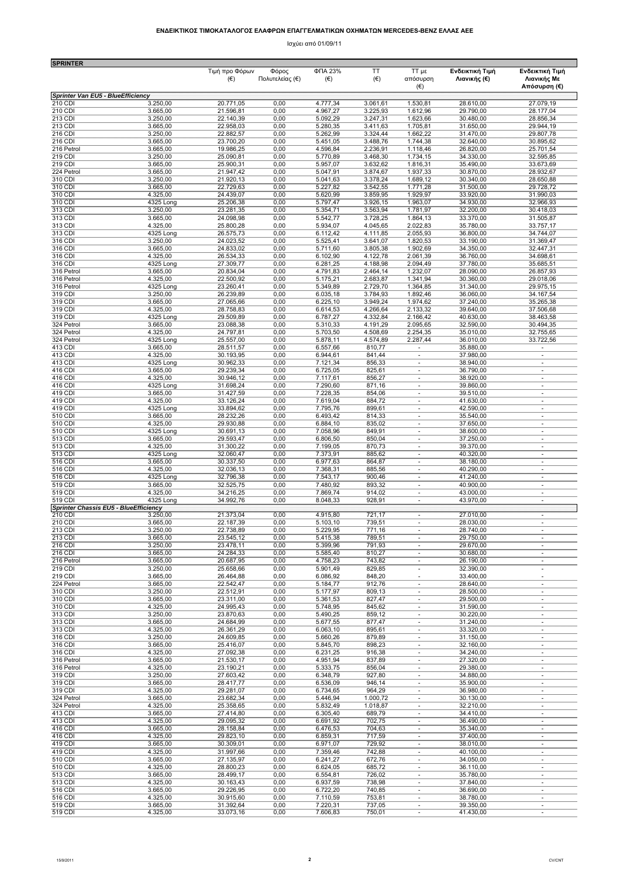**ΕΝΔΕΙΚΤΙΚΟΣ ΤΙΜΟΚΑΤΑΛΟΓΟΣ ΕΛΑΦΡΩΝ ΕΠΑΓΓΕΛΜΑΤΙΚΩΝ ΟΧΗΜΑΤΩΝ MERCEDES-BENZ ΕΛΛΑΣ ΑΕΕ**

Ισχύει από 01/09/11

| SPRINTER | | Τιμή προ Φόρων (€) | Φόρος Πολυτελείας (€) | ΦΠΑ 23% (€) | ΤΤ (€) | ΤΤ με απόσυρση (€) | Ενδεικτική Τιμή Λιανικής (€) | Ενδεικτική Τιμή Λιανικής Με Απόσυρση (€) |
|---|---|---|---|---|---|---|---|---|
| ***Sprinter Van EU5 - BlueEfficiency*** | | | | | | | | |
| 210 CDI | 3.250,00 | 20.771,05 | 0,00 | 4.777,34 | 3.061,61 | 1.530,81 | 28.610,00 | 27.079,19 |
| 210 CDI | 3.665,00 | 21.596,81 | 0,00 | 4.967,27 | 3.225,93 | 1.612,96 | 29.790,00 | 28.177,04 |
| 213 CDI | 3.250,00 | 22.140,39 | 0,00 | 5.092,29 | 3.247,31 | 1.623,66 | 30.480,00 | 28.856,34 |
| 213 CDI | 3.665,00 | 22.958,03 | 0,00 | 5.280,35 | 3.411,63 | 1.705,81 | 31.650,00 | 29.944,19 |
| 216 CDI | 3.250,00 | 22.882,57 | 0,00 | 5.262,99 | 3.324,44 | 1.662,22 | 31.470,00 | 29.807,78 |
| 216 CDI | 3.665,00 | 23.700,20 | 0,00 | 5.451,05 | 3.488,76 | 1.744,38 | 32.640,00 | 30.895,62 |
| 216 Petrol | 3.665,00 | 19.986,25 | 0,00 | 4.596,84 | 2.236,91 | 1.118,46 | 26.820,00 | 25.701,54 |
| 219 CDI | 3.250,00 | 25.090,81 | 0,00 | 5.770,89 | 3.468,30 | 1.734,15 | 34.330,00 | 32.595,85 |
| 219 CDI | 3.665,00 | 25.900,31 | 0,00 | 5.957,07 | 3.632,62 | 1.816,31 | 35.490,00 | 33.673,69 |
| 224 Petrol | 3.665,00 | 21.947,42 | 0,00 | 5.047,91 | 3.874,67 | 1.937,33 | 30.870,00 | 28.932,67 |
| 310 CDI | 3.250,00 | 21.920,13 | 0,00 | 5.041,63 | 3.378,24 | 1.689,12 | 30.340,00 | 28.650,88 |
| 310 CDI | 3.665,00 | 22.729,63 | 0,00 | 5.227,82 | 3.542,55 | 1.771,28 | 31.500,00 | 29.728,72 |
| 310 CDI | 4.325,00 | 24.439,07 | 0,00 | 5.620,99 | 3.859,95 | 1.929,97 | 33.920,00 | 31.990,03 |
| 310 CDI | 4325 Long | 25.206,38 | 0,00 | 5.797,47 | 3.926,15 | 1.963,07 | 34.930,00 | 32.966,93 |
| 313 CDI | 3.250,00 | 23.281,35 | 0,00 | 5.354,71 | 3.563,94 | 1.781,97 | 32.200,00 | 30.418,03 |
| 313 CDI | 3.665,00 | 24.098,98 | 0,00 | 5.542,77 | 3.728,25 | 1.864,13 | 33.370,00 | 31.505,87 |
| 313 CDI | 4.325,00 | 25.800,28 | 0,00 | 5.934,07 | 4.045,65 | 2.022,83 | 35.780,00 | 33.757,17 |
| 313 CDI | 4325 Long | 26.575,73 | 0,00 | 6.112,42 | 4.111,85 | 2.055,93 | 36.800,00 | 34.744,07 |
| 316 CDI | 3.250,00 | 24.023,52 | 0,00 | 5.525,41 | 3.641,07 | 1.820,53 | 33.190,00 | 31.369,47 |
| 316 CDI | 3.665,00 | 24.833,02 | 0,00 | 5.711,60 | 3.805,38 | 1.902,69 | 34.350,00 | 32.447,31 |
| 316 CDI | 4.325,00 | 26.534,33 | 0,00 | 6.102,90 | 4.122,78 | 2.061,39 | 36.760,00 | 34.698,61 |
| 316 CDI | 4325 Long | 27.309,77 | 0,00 | 6.281,25 | 4.188,98 | 2.094,49 | 37.780,00 | 35.685,51 |
| 316 Petrol | 3.665,00 | 20.834,04 | 0,00 | 4.791,83 | 2.464,14 | 1.232,07 | 28.090,00 | 26.857,93 |
| 316 Petrol | 4.325,00 | 22.500,92 | 0,00 | 5.175,21 | 2.683,87 | 1.341,94 | 30.360,00 | 29.018,06 |
| 316 Petrol | 4325 Long | 23.260,41 | 0,00 | 5.349,89 | 2.729,70 | 1.364,85 | 31.340,00 | 29.975,15 |
| 319 CDI | 3.250,00 | 26.239,89 | 0,00 | 6.035,18 | 3.784,93 | 1.892,46 | 36.060,00 | 34.167,54 |
| 319 CDI | 3.665,00 | 27.065,66 | 0,00 | 6.225,10 | 3.949,24 | 1.974,62 | 37.240,00 | 35.265,38 |
| 319 CDI | 4.325,00 | 28.758,83 | 0,00 | 6.614,53 | 4.266,64 | 2.133,32 | 39.640,00 | 37.506,68 |
| 319 CDI | 4325 Long | 29.509,89 | 0,00 | 6.787,27 | 4.332,84 | 2.166,42 | 40.630,00 | 38.463,58 |
| 324 Petrol | 3.665,00 | 23.088,38 | 0,00 | 5.310,33 | 4.191,29 | 2.095,65 | 32.590,00 | 30.494,35 |
| 324 Petrol | 4.325,00 | 24.797,81 | 0,00 | 5.703,50 | 4.508,69 | 2.254,35 | 35.010,00 | 32.755,65 |
| 324 Petrol | 4325 Long | 25.557,00 | 0,00 | 5.878,11 | 4.574,89 | 2.287,44 | 36.010,00 | 33.722,56 |
| 413 CDI | 3.665,00 | 28.511,57 | 0,00 | 6.557,66 | 810,77 | - | 35.880,00 | - |
| 413 CDI | 4.325,00 | 30.193,95 | 0,00 | 6.944,61 | 841,44 | - | 37.980,00 | - |
| 413 CDI | 4325 Long | 30.962,33 | 0,00 | 7.121,34 | 856,33 | - | 38.940,00 | - |
| 416 CDI | 3.665,00 | 29.239,34 | 0,00 | 6.725,05 | 825,61 | - | 36.790,00 | - |
| 416 CDI | 4.325,00 | 30.946,12 | 0,00 | 7.117,61 | 856,27 | - | 38.920,00 | - |
| 416 CDI | 4325 Long | 31.698,24 | 0,00 | 7.290,60 | 871,16 | - | 39.860,00 | - |
| 419 CDI | 3.665,00 | 31.427,59 | 0,00 | 7.228,35 | 854,06 | - | 39.510,00 | - |
| 419 CDI | 4.325,00 | 33.126,24 | 0,00 | 7.619,04 | 884,72 | - | 41.630,00 | - |
| 419 CDI | 4325 Long | 33.894,62 | 0,00 | 7.795,76 | 899,61 | - | 42.590,00 | - |
| 510 CDI | 3.665,00 | 28.232,26 | 0,00 | 6.493,42 | 814,33 | - | 35.540,00 | - |
| 510 CDI | 4.325,00 | 29.930,88 | 0,00 | 6.884,10 | 835,02 | - | 37.650,00 | - |
| 510 CDI | 4325 Long | 30.691,13 | 0,00 | 7.058,96 | 849,91 | - | 38.600,00 | - |
| 513 CDI | 3.665,00 | 29.593,47 | 0,00 | 6.806,50 | 850,04 | - | 37.250,00 | - |
| 513 CDI | 4.325,00 | 31.300,22 | 0,00 | 7.199,05 | 870,73 | - | 39.370,00 | - |
| 513 CDI | 4325 Long | 32.060,47 | 0,00 | 7.373,91 | 885,62 | - | 40.320,00 | - |
| 516 CDI | 3.665,00 | 30.337,50 | 0,00 | 6.977,63 | 864,87 | - | 38.180,00 | - |
| 516 CDI | 4.325,00 | 32.036,13 | 0,00 | 7.368,31 | 885,56 | - | 40.290,00 | - |
| 516 CDI | 4325 Long | 32.796,38 | 0,00 | 7.543,17 | 900,46 | - | 41.240,00 | - |
| 519 CDI | 3.665,00 | 32.525,75 | 0,00 | 7.480,92 | 893,32 | - | 40.900,00 | - |
| 519 CDI | 4.325,00 | 34.216,25 | 0,00 | 7.869,74 | 914,02 | - | 43.000,00 | - |
| 519 CDI | 4325 Long | 34.992,76 | 0,00 | 8.048,33 | 928,91 | - | 43.970,00 | - |
| ***Sprinter Chassis EU5 - BlueEfficiency*** | | | | | | | | |
| 210 CDI | 3.250,00 | 21.373,04 | 0,00 | 4.915,80 | 721,17 | - | 27.010,00 | - |
| 210 CDI | 3.665,00 | 22.187,39 | 0,00 | 5.103,10 | 739,51 | - | 28.030,00 | - |
| 213 CDI | 3.250,00 | 22.738,89 | 0,00 | 5.229,95 | 771,16 | - | 28.740,00 | - |
| 213 CDI | 3.665,00 | 23.545,12 | 0,00 | 5.415,38 | 789,51 | - | 29.750,00 | - |
| 216 CDI | 3.250,00 | 23.478,11 | 0,00 | 5.399,96 | 791,93 | - | 29.670,00 | - |
| 216 CDI | 3.665,00 | 24.284,33 | 0,00 | 5.585,40 | 810,27 | - | 30.680,00 | - |
| 216 Petrol | 3.665,00 | 20.687,95 | 0,00 | 4.758,23 | 743,82 | - | 26.190,00 | - |
| 219 CDI | 3.250,00 | 25.658,66 | 0,00 | 5.901,49 | 829,85 | - | 32.390,00 | - |
| 219 CDI | 3.665,00 | 26.464,88 | 0,00 | 6.086,92 | 848,20 | - | 33.400,00 | - |
| 224 Petrol | 3.665,00 | 22.542,47 | 0,00 | 5.184,77 | 912,76 | - | 28.640,00 | - |
| 310 CDI | 3.250,00 | 22.512,91 | 0,00 | 5.177,97 | 809,13 | - | 28.500,00 | - |
| 310 CDI | 3.665,00 | 23.311,00 | 0,00 | 5.361,53 | 827,47 | - | 29.500,00 | - |
| 310 CDI | 4.325,00 | 24.995,43 | 0,00 | 5.748,95 | 845,62 | - | 31.590,00 | - |
| 313 CDI | 3.250,00 | 23.870,63 | 0,00 | 5.490,25 | 859,12 | - | 30.220,00 | - |
| 313 CDI | 3.665,00 | 24.684,99 | 0,00 | 5.677,55 | 877,47 | - | 31.240,00 | - |
| 313 CDI | 4.325,00 | 26.361,29 | 0,00 | 6.063,10 | 895,61 | - | 33.320,00 | - |
| 316 CDI | 3.250,00 | 24.609,85 | 0,00 | 5.660,26 | 879,89 | - | 31.150,00 | - |
| 316 CDI | 3.665,00 | 25.416,07 | 0,00 | 5.845,70 | 898,23 | - | 32.160,00 | - |
| 316 CDI | 4.325,00 | 27.092,38 | 0,00 | 6.231,25 | 916,38 | - | 34.240,00 | - |
| 316 Petrol | 3.665,00 | 21.530,17 | 0,00 | 4.951,94 | 837,89 | - | 27.320,00 | - |
| 316 Petrol | 4.325,00 | 23.190,21 | 0,00 | 5.333,75 | 856,04 | - | 29.380,00 | - |
| 319 CDI | 3.250,00 | 27.603,42 | 0,00 | 6.348,79 | 927,80 | - | 34.880,00 | - |
| 319 CDI | 3.665,00 | 28.417,77 | 0,00 | 6.536,09 | 946,14 | - | 35.900,00 | - |
| 319 CDI | 4.325,00 | 29.281,07 | 0,00 | 6.734,65 | 964,29 | - | 36.980,00 | - |
| 324 Petrol | 3.665,00 | 23.682,34 | 0,00 | 5.446,94 | 1.000,72 | - | 30.130,00 | - |
| 324 Petrol | 4.325,00 | 25.358,65 | 0,00 | 5.832,49 | 1.018,87 | - | 32.210,00 | - |
| 413 CDI | 3.665,00 | 27.414,80 | 0,00 | 6.305,40 | 689,79 | - | 34.410,00 | - |
| 413 CDI | 4.325,00 | 29.095,32 | 0,00 | 6.691,92 | 702,75 | - | 36.490,00 | - |
| 416 CDI | 3.665,00 | 28.158,84 | 0,00 | 6.476,53 | 704,63 | - | 35.340,00 | - |
| 416 CDI | 4.325,00 | 29.823,10 | 0,00 | 6.859,31 | 717,59 | - | 37.400,00 | - |
| 419 CDI | 3.665,00 | 30.309,01 | 0,00 | 6.971,07 | 729,92 | - | 38.010,00 | - |
| 419 CDI | 4.325,00 | 31.997,66 | 0,00 | 7.359,46 | 742,88 | - | 40.100,00 | - |
| 510 CDI | 3.665,00 | 27.135,97 | 0,00 | 6.241,27 | 672,76 | - | 34.050,00 | - |
| 510 CDI | 4.325,00 | 28.800,23 | 0,00 | 6.624,05 | 685,72 | - | 36.110,00 | - |
| 513 CDI | 3.665,00 | 28.499,17 | 0,00 | 6.554,81 | 726,02 | - | 35.780,00 | - |
| 513 CDI | 4.325,00 | 30.163,43 | 0,00 | 6.937,59 | 738,98 | - | 37.840,00 | - |
| 516 CDI | 3.665,00 | 29.226,95 | 0,00 | 6.722,20 | 740,85 | - | 36.690,00 | - |
| 516 CDI | 4.325,00 | 30.915,60 | 0,00 | 7.110,59 | 753,81 | - | 38.780,00 | - |
| 519 CDI | 3.665,00 | 31.392,64 | 0,00 | 7.220,31 | 737,05 | - | 39.350,00 | - |
| 519 CDI | 4.325,00 | 33.073,16 | 0,00 | 7.606,83 | 750,01 | - | 41.430,00 | - |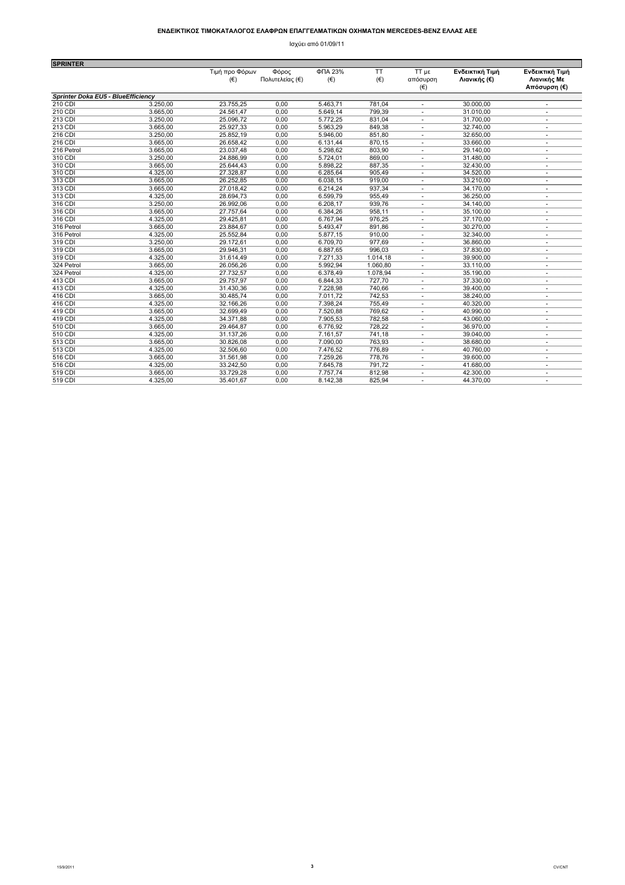**ΕΝΔΕΙΚΤΙΚΟΣ ΤΙΜΟΚΑΤΑΛΟΓΟΣ ΕΛΑΦΡΩΝ ΕΠΑΓΓΕΛΜΑΤΙΚΩΝ ΟΧΗΜΑΤΩΝ MERCEDES-BENZ ΕΛΛΑΣ ΑΕΕ**

Ισχύει από 01/09/11

| SPRINTER | | Τιμή προ Φόρων (€) | Φόρος Πολυτελείας (€) | ΦΠΑ 23% (€) | ΤΤ (€) | ΤΤ με απόσυρση (€) | **Ενδεικτική Τιμή Λιανικής (€)** | **Ενδεικτική Τιμή Λιανικής Με Απόσυρση (€)** |
|---|---|---|---|---|---|---|---|---|
| ***Sprinter Doka EU5 - BlueEfficiency*** | | | | | | | | |
| 210 CDI | 3.250,00 | 23.755,25 | 0,00 | 5.463,71 | 781,04 | - | 30.000,00 | - |
| 210 CDI | 3.665,00 | 24.561,47 | 0,00 | 5.649,14 | 799,39 | - | 31.010,00 | - |
| 213 CDI | 3.250,00 | 25.096,72 | 0,00 | 5.772,25 | 831,04 | - | 31.700,00 | - |
| 213 CDI | 3.665,00 | 25.927,33 | 0,00 | 5.963,29 | 849,38 | - | 32.740,00 | - |
| 216 CDI | 3.250,00 | 25.852,19 | 0,00 | 5.946,00 | 851,80 | - | 32.650,00 | - |
| 216 CDI | 3.665,00 | 26.658,42 | 0,00 | 6.131,44 | 870,15 | - | 33.660,00 | - |
| 216 Petrol | 3.665,00 | 23.037,48 | 0,00 | 5.298,62 | 803,90 | - | 29.140,00 | - |
| 310 CDI | 3.250,00 | 24.886,99 | 0,00 | 5.724,01 | 869,00 | - | 31.480,00 | - |
| 310 CDI | 3.665,00 | 25.644,43 | 0,00 | 5.898,22 | 887,35 | - | 32.430,00 | - |
| 310 CDI | 4.325,00 | 27.328,87 | 0,00 | 6.285,64 | 905,49 | - | 34.520,00 | - |
| 313 CDI | 3.665,00 | 26.252,85 | 0,00 | 6.038,15 | 919,00 | - | 33.210,00 | - |
| 313 CDI | 3.665,00 | 27.018,42 | 0,00 | 6.214,24 | 937,34 | - | 34.170,00 | - |
| 313 CDI | 4.325,00 | 28.694,73 | 0,00 | 6.599,79 | 955,49 | - | 36.250,00 | - |
| 316 CDI | 3.250,00 | 26.992,06 | 0,00 | 6.208,17 | 939,76 | - | 34.140,00 | - |
| 316 CDI | 3.665,00 | 27.757,64 | 0,00 | 6.384,26 | 958,11 | - | 35.100,00 | - |
| 316 CDI | 4.325,00 | 29.425,81 | 0,00 | 6.767,94 | 976,25 | - | 37.170,00 | - |
| 316 Petrol | 3.665,00 | 23.884,67 | 0,00 | 5.493,47 | 891,86 | - | 30.270,00 | - |
| 316 Petrol | 4.325,00 | 25.552,84 | 0,00 | 5.877,15 | 910,00 | - | 32.340,00 | - |
| 319 CDI | 3.250,00 | 29.172,61 | 0,00 | 6.709,70 | 977,69 | - | 36.860,00 | - |
| 319 CDI | 3.665,00 | 29.946,31 | 0,00 | 6.887,65 | 996,03 | - | 37.830,00 | - |
| 319 CDI | 4.325,00 | 31.614,49 | 0,00 | 7.271,33 | 1.014,18 | - | 39.900,00 | - |
| 324 Petrol | 3.665,00 | 26.056,26 | 0,00 | 5.992,94 | 1.060,80 | - | 33.110,00 | - |
| 324 Petrol | 4.325,00 | 27.732,57 | 0,00 | 6.378,49 | 1.078,94 | - | 35.190,00 | - |
| 413 CDI | 3.665,00 | 29.757,97 | 0,00 | 6.844,33 | 727,70 | - | 37.330,00 | - |
| 413 CDI | 4.325,00 | 31.430,36 | 0,00 | 7.228,98 | 740,66 | - | 39.400,00 | - |
| 416 CDI | 3.665,00 | 30.485,74 | 0,00 | 7.011,72 | 742,53 | - | 38.240,00 | - |
| 416 CDI | 4.325,00 | 32.166,26 | 0,00 | 7.398,24 | 755,49 | - | 40.320,00 | - |
| 419 CDI | 3.665,00 | 32.699,49 | 0,00 | 7.520,88 | 769,62 | - | 40.990,00 | - |
| 419 CDI | 4.325,00 | 34.371,88 | 0,00 | 7.905,53 | 782,58 | - | 43.060,00 | - |
| 510 CDI | 3.665,00 | 29.464,87 | 0,00 | 6.776,92 | 728,22 | - | 36.970,00 | - |
| 510 CDI | 4.325,00 | 31.137,26 | 0,00 | 7.161,57 | 741,18 | - | 39.040,00 | - |
| 513 CDI | 3.665,00 | 30.826,08 | 0,00 | 7.090,00 | 763,93 | - | 38.680,00 | - |
| 513 CDI | 4.325,00 | 32.506,60 | 0,00 | 7.476,52 | 776,89 | - | 40.760,00 | - |
| 516 CDI | 3.665,00 | 31.561,98 | 0,00 | 7.259,26 | 778,76 | - | 39.600,00 | - |
| 516 CDI | 4.325,00 | 33.242,50 | 0,00 | 7.645,78 | 791,72 | - | 41.680,00 | - |
| 519 CDI | 3.665,00 | 33.729,28 | 0,00 | 7.757,74 | 812,98 | - | 42.300,00 | - |
| 519 CDI | 4.325,00 | 35.401,67 | 0,00 | 8.142,38 | 825,94 | - | 44.370,00 | - |